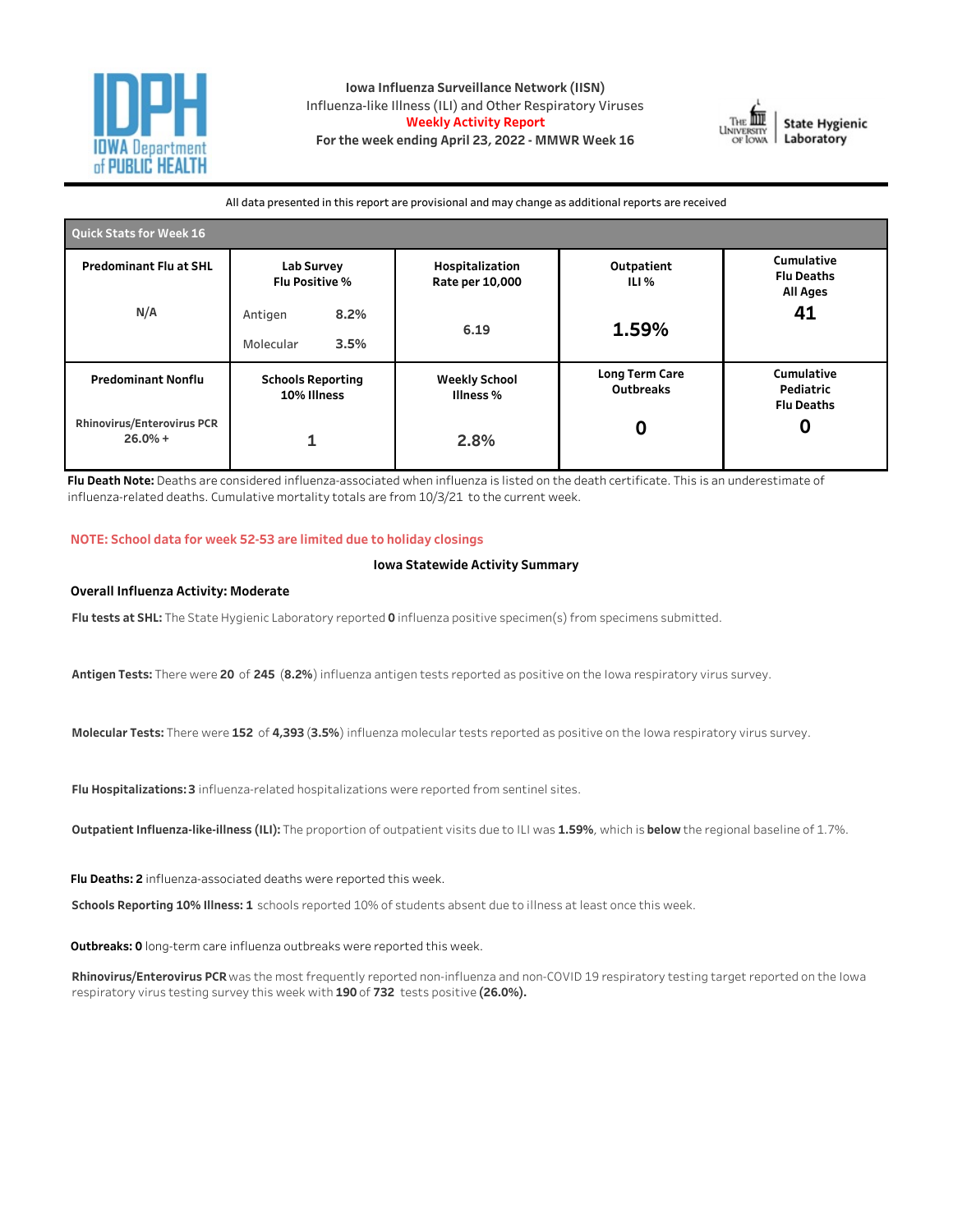# Iowa Influenza Surveillance Network (IISN)

Influenza-like Illness (ILI) and Other Respiratory Viruses

**Weekly Activity Report**

**For the week ending April 23, 2022 - MMWR Week 16**

All data presented in this report are provisional and may change as additional reports are received

## Quick Stats for Week 16

| Predominant Flu at SHL | Lab Survey Flu Positive % | Hospitalization Rate per 10,000 | Outpatient ILI % | Cumulative Flu Deaths All Ages |
|---|---|---|---|---|
| N/A | Antigen 8.2%<br>Molecular 3.5% | 6.19 | 1.59% | 41 |
| **Predominant Nonflu** | **Schools Reporting 10% Illness** | **Weekly School Illness %** | **Long Term Care Outbreaks** | **Cumulative Pediatric Flu Deaths** |
| Rhinovirus/Enterovirus PCR 26.0% + | 1 | 2.8% | 0 | 0 |

**Flu Death Note:** Deaths are considered influenza-associated when influenza is listed on the death certificate. This is an underestimate of influenza-related deaths. Cumulative mortality totals are from 10/3/21 to the current week.

NOTE: School data for week 52-53 are limited due to holiday closings

## Iowa Statewide Activity Summary

**Overall Influenza Activity: Moderate**

**Flu tests at SHL:** The State Hygienic Laboratory reported **0** influenza positive specimen(s) from specimens submitted.

**Antigen Tests:** There were **20** of **245** (**8.2%**) influenza antigen tests reported as positive on the Iowa respiratory virus survey.

**Molecular Tests:** There were **152** of **4,393** (**3.5%**) influenza molecular tests reported as positive on the Iowa respiratory virus survey.

**Flu Hospitalizations: 3** influenza-related hospitalizations were reported from sentinel sites.

**Outpatient Influenza-like-illness (ILI):** The proportion of outpatient visits due to ILI was **1.59%**, which is **below** the regional baseline of 1.7%.

**Flu Deaths: 2** influenza-associated deaths were reported this week.

**Schools Reporting 10% Illness: 1** schools reported 10% of students absent due to illness at least once this week.

**Outbreaks: 0** long-term care influenza outbreaks were reported this week.

**Rhinovirus/Enterovirus PCR** was the most frequently reported non-influenza and non-COVID 19 respiratory testing target reported on the Iowa respiratory virus testing survey this week with **190** of **732** tests positive **(26.0%).**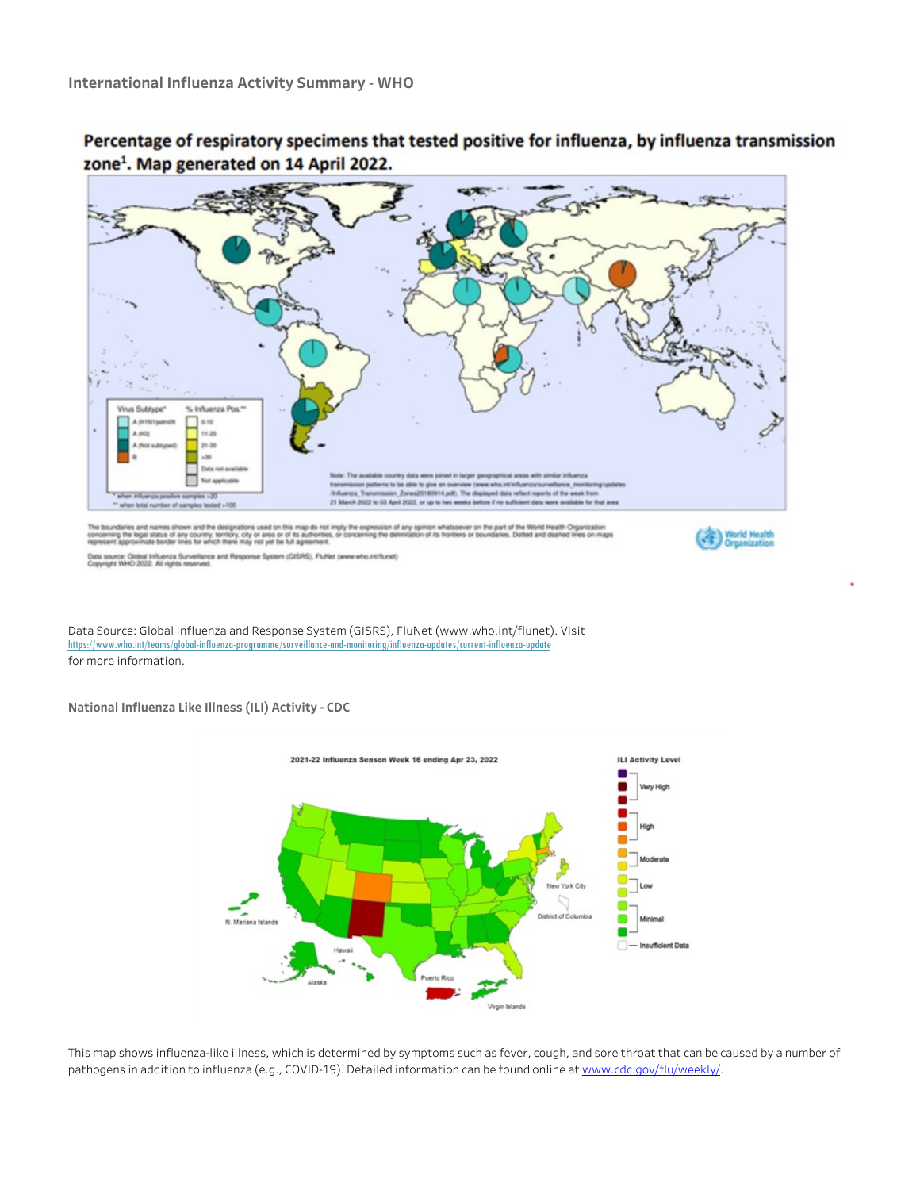### International Influenza Activity Summary - WHO

**Percentage of respiratory specimens that tested positive for influenza, by influenza transmission zone[1]. Map generated on 14 April 2022.**

Data Source: Global Influenza and Response System (GISRS), FluNet (www.who.int/flunet). Visit https://www.who.int/teams/global-influenza-programme/surveillance-and-monitoring/influenza-updates/current-influenza-update for more information.

### National Influenza Like Illness (ILI) Activity - CDC

This map shows influenza-like illness, which is determined by symptoms such as fever, cough, and sore throat that can be caused by a number of pathogens in addition to influenza (e.g., COVID-19). Detailed information can be found online at www.cdc.gov/flu/weekly/.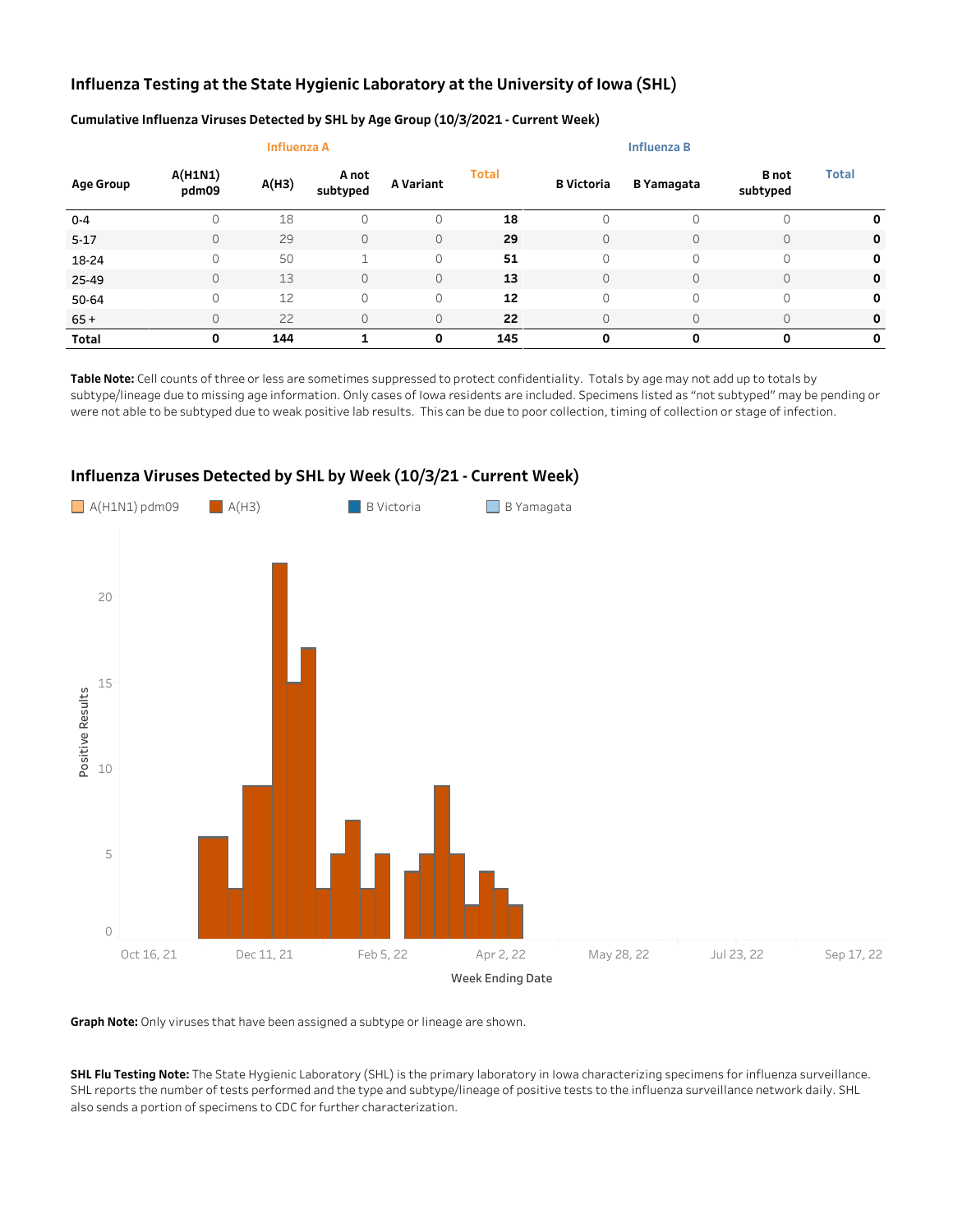# Influenza Testing at the State Hygienic Laboratory at the University of Iowa (SHL)

### Cumulative Influenza Viruses Detected by SHL by Age Group (10/3/2021 - Current Week)

| | Influenza A | | | | | Influenza B | | | |
|---|---|---|---|---|---|---|---|---|---|
| **Age Group** | **A(H1N1) pdm09** | **A(H3)** | **A not subtyped** | **A Variant** | **Total** | **B Victoria** | **B Yamagata** | **B not subtyped** | **Total** |
| 0-4 | 0 | 18 | 0 | 0 | **18** | 0 | 0 | 0 | **0** |
| 5-17 | 0 | 29 | 0 | 0 | **29** | 0 | 0 | 0 | **0** |
| 18-24 | 0 | 50 | 1 | 0 | **51** | 0 | 0 | 0 | **0** |
| 25-49 | 0 | 13 | 0 | 0 | **13** | 0 | 0 | 0 | **0** |
| 50-64 | 0 | 12 | 0 | 0 | **12** | 0 | 0 | 0 | **0** |
| 65 + | 0 | 22 | 0 | 0 | **22** | 0 | 0 | 0 | **0** |
| **Total** | **0** | **144** | **1** | **0** | **145** | **0** | **0** | **0** | **0** |

**Table Note:** Cell counts of three or less are sometimes suppressed to protect confidentiality. Totals by age may not add up to totals by subtype/lineage due to missing age information. Only cases of Iowa residents are included. Specimens listed as "not subtyped" may be pending or were not able to be subtyped due to weak positive lab results. This can be due to poor collection, timing of collection or stage of infection.

## Influenza Viruses Detected by SHL by Week (10/3/21 - Current Week)

A(H1N1) pdm09 | A(H3) | B Victoria | B Yamagata

Positive Results

Week Ending Date

**Graph Note:** Only viruses that have been assigned a subtype or lineage are shown.

**SHL Flu Testing Note:** The State Hygienic Laboratory (SHL) is the primary laboratory in Iowa characterizing specimens for influenza surveillance. SHL reports the number of tests performed and the type and subtype/lineage of positive tests to the influenza surveillance network daily. SHL also sends a portion of specimens to CDC for further characterization.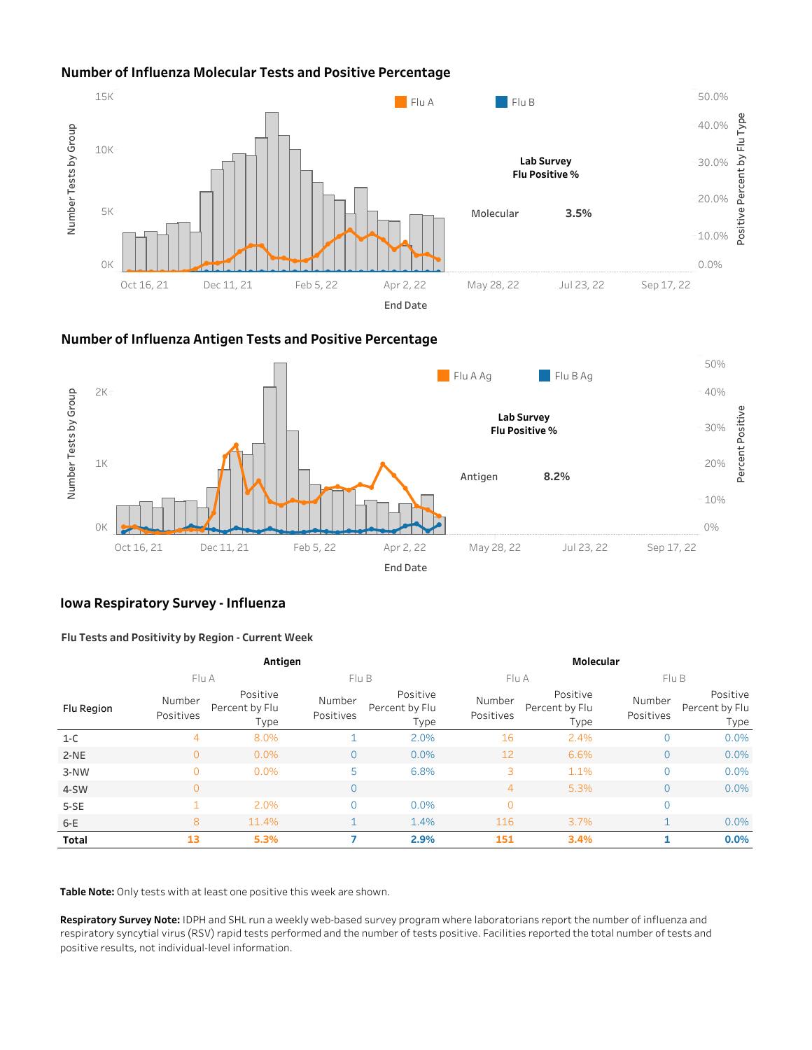## Number of Influenza Molecular Tests and Positive Percentage

Flu A | Flu B

Number Tests by Group: 0K, 5K, 10K, 15K

Positive Percent by Flu Type: 0.0%, 10.0%, 20.0%, 30.0%, 40.0%, 50.0%

**Lab Survey Flu Positive %**

Molecular **3.5%**

End Date: Oct 16, 21 | Dec 11, 21 | Feb 5, 22 | Apr 2, 22 | May 28, 22 | Jul 23, 22 | Sep 17, 22

## Number of Influenza Antigen Tests and Positive Percentage

Flu A Ag | Flu B Ag

Number Tests by Group: 0K, 1K, 2K

Percent Positive: 0%, 10%, 20%, 30%, 40%, 50%

**Lab Survey Flu Positive %**

Antigen **8.2%**

End Date: Oct 16, 21 | Dec 11, 21 | Feb 5, 22 | Apr 2, 22 | May 28, 22 | Jul 23, 22 | Sep 17, 22

## Iowa Respiratory Survey - Influenza

### Flu Tests and Positivity by Region - Current Week

| | Antigen | | | | Molecular | | | |
|---|---|---|---|---|---|---|---|---|
| | Flu A | | Flu B | | Flu A | | Flu B | |
| Flu Region | Number Positives | Positive Percent by Flu Type | Number Positives | Positive Percent by Flu Type | Number Positives | Positive Percent by Flu Type | Number Positives | Positive Percent by Flu Type |
| 1-C | 4 | 8.0% | 1 | 2.0% | 16 | 2.4% | 0 | 0.0% |
| 2-NE | 0 | 0.0% | 0 | 0.0% | 12 | 6.6% | 0 | 0.0% |
| 3-NW | 0 | 0.0% | 5 | 6.8% | 3 | 1.1% | 0 | 0.0% |
| 4-SW | 0 | | 0 | | 4 | 5.3% | 0 | 0.0% |
| 5-SE | 1 | 2.0% | 0 | 0.0% | 0 | | 0 | |
| 6-E | 8 | 11.4% | 1 | 1.4% | 116 | 3.7% | 1 | 0.0% |
| **Total** | **13** | **5.3%** | **7** | **2.9%** | **151** | **3.4%** | **1** | **0.0%** |

**Table Note:** Only tests with at least one positive this week are shown.

**Respiratory Survey Note:** IDPH and SHL run a weekly web-based survey program where laboratorians report the number of influenza and respiratory syncytial virus (RSV) rapid tests performed and the number of tests positive. Facilities reported the total number of tests and positive results, not individual-level information.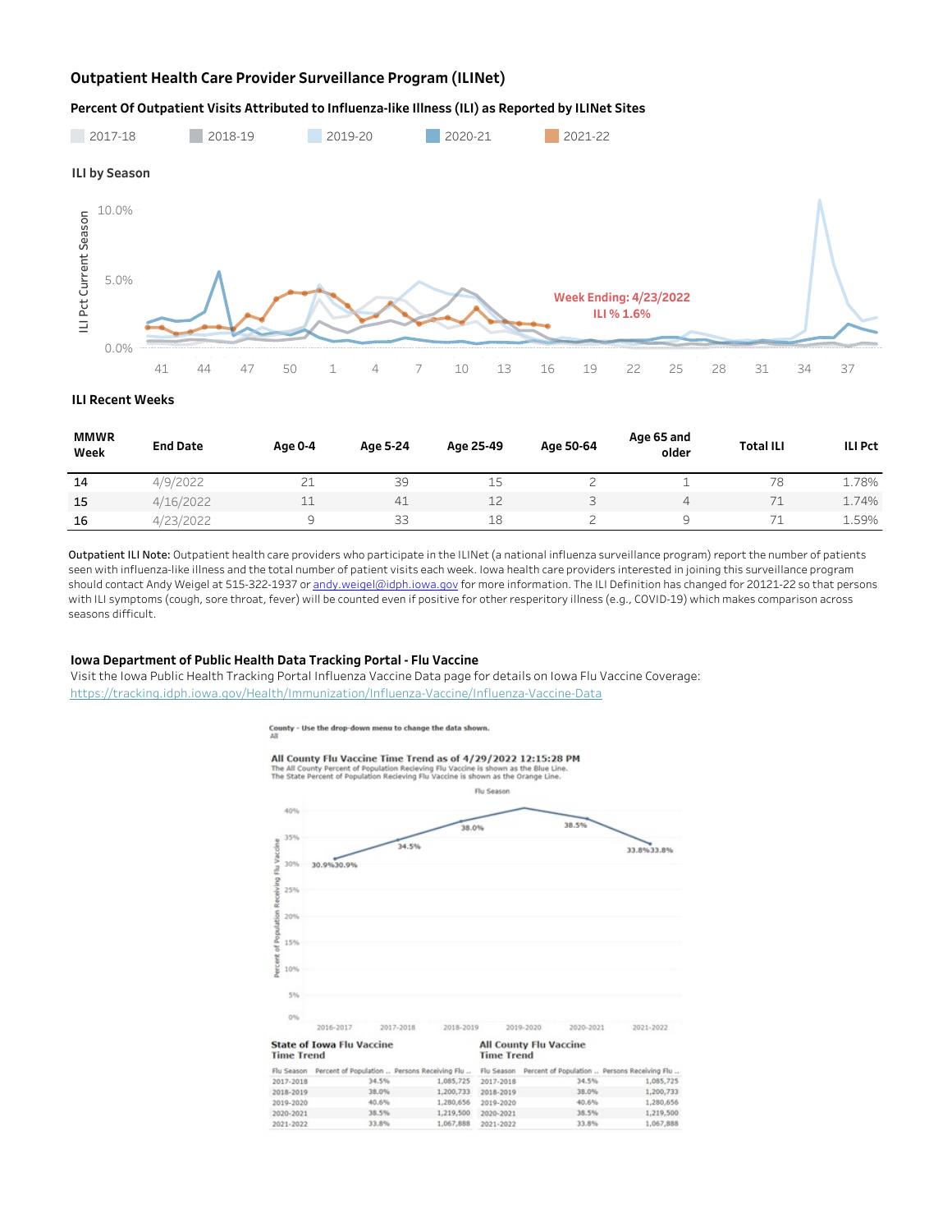## Outpatient Health Care Provider Surveillance Program (ILINet)

### Percent Of Outpatient Visits Attributed to Influenza-like Illness (ILI) as Reported by ILINet Sites

2017-18 | 2018-19 | 2019-20 | 2020-21 | 2021-22

**ILI by Season**

ILI Pct Current Season

10.0%
5.0%
0.0%

41 44 47 50 1 4 7 10 13 16 19 22 25 28 31 34 37

Week Ending: 4/23/2022
ILI % 1.6%

**ILI Recent Weeks**

| MMWR Week | End Date | Age 0-4 | Age 5-24 | Age 25-49 | Age 50-64 | Age 65 and older | Total ILI | ILI Pct |
|---|---|---|---|---|---|---|---|---|
| 14 | 4/9/2022 | 21 | 39 | 15 | 2 | 1 | 78 | 1.78% |
| 15 | 4/16/2022 | 11 | 41 | 12 | 3 | 4 | 71 | 1.74% |
| 16 | 4/23/2022 | 9 | 33 | 18 | 2 | 9 | 71 | 1.59% |

**Outpatient ILI Note:** Outpatient health care providers who participate in the ILINet (a national influenza surveillance program) report the number of patients seen with influenza-like illness and the total number of patient visits each week. Iowa health care providers interested in joining this surveillance program should contact Andy Weigel at 515-322-1937 or andy.weigel@idph.iowa.gov for more information. The ILI Definition has changed for 20121-22 so that persons with ILI symptoms (cough, sore throat, fever) will be counted even if positive for other resperitory illness (e.g., COVID-19) which makes comparison across seasons difficult.

### Iowa Department of Public Health Data Tracking Portal - Flu Vaccine

Visit the Iowa Public Health Tracking Portal Influenza Vaccine Data page for details on Iowa Flu Vaccine Coverage:
https://tracking.idph.iowa.gov/Health/Immunization/Influenza-Vaccine/Influenza-Vaccine-Data

County - Use the drop-down menu to change the data shown.
All

**All County Flu Vaccine Time Trend as of 4/29/2022 12:15:28 PM**
The All County Percent of Population Recieving Flu Vaccine is shown as the Blue Line.
The State Percent of Population Recieving Flu Vaccine is shown as the Orange Line.

Flu Season

Percent of Population Receiving Flu Vaccine

40%, 35%, 30%, 25%, 20%, 15%, 10%, 5%, 0%

2016-2017: 30.9%30.9% | 2017-2018: 34.5% | 2018-2019: 38.0% | 2019-2020 | 2020-2021: 38.5% | 2021-2022: 33.8%33.8%

**State of Iowa Flu Vaccine Time Trend**

| Flu Season | Percent of Population .. | Persons Receiving Flu .. |
|---|---|---|
| 2017-2018 | 34.5% | 1,085,725 |
| 2018-2019 | 38.0% | 1,200,733 |
| 2019-2020 | 40.6% | 1,280,656 |
| 2020-2021 | 38.5% | 1,219,500 |
| 2021-2022 | 33.8% | 1,067,888 |

**All County Flu Vaccine Time Trend**

| Flu Season | Percent of Population .. | Persons Receiving Flu .. |
|---|---|---|
| 2017-2018 | 34.5% | 1,085,725 |
| 2018-2019 | 38.0% | 1,200,733 |
| 2019-2020 | 40.6% | 1,280,656 |
| 2020-2021 | 38.5% | 1,219,500 |
| 2021-2022 | 33.8% | 1,067,888 |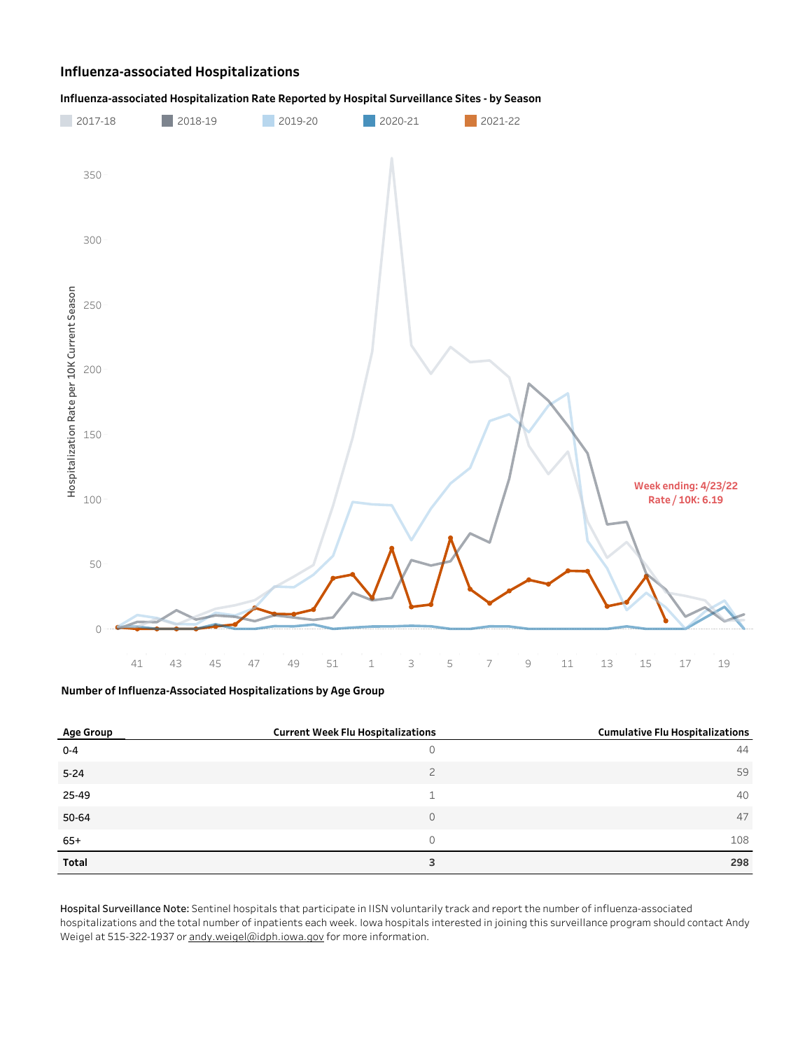## Influenza-associated Hospitalizations

### Influenza-associated Hospitalization Rate Reported by Hospital Surveillance Sites - by Season

2017-18 2018-19 2019-20 2020-21 2021-22

Week ending: 4/23/22
Rate / 10K: 6.19

### Number of Influenza-Associated Hospitalizations by Age Group

| Age Group | Current Week Flu Hospitalizations | Cumulative Flu Hospitalizations |
|---|---|---|
| 0-4 | 0 | 44 |
| 5-24 | 2 | 59 |
| 25-49 | 1 | 40 |
| 50-64 | 0 | 47 |
| 65+ | 0 | 108 |
| **Total** | **3** | **298** |

**Hospital Surveillance Note:** Sentinel hospitals that participate in IISN voluntarily track and report the number of influenza-associated hospitalizations and the total number of inpatients each week. Iowa hospitals interested in joining this surveillance program should contact Andy Weigel at 515-322-1937 or andy.weigel@idph.iowa.gov for more information.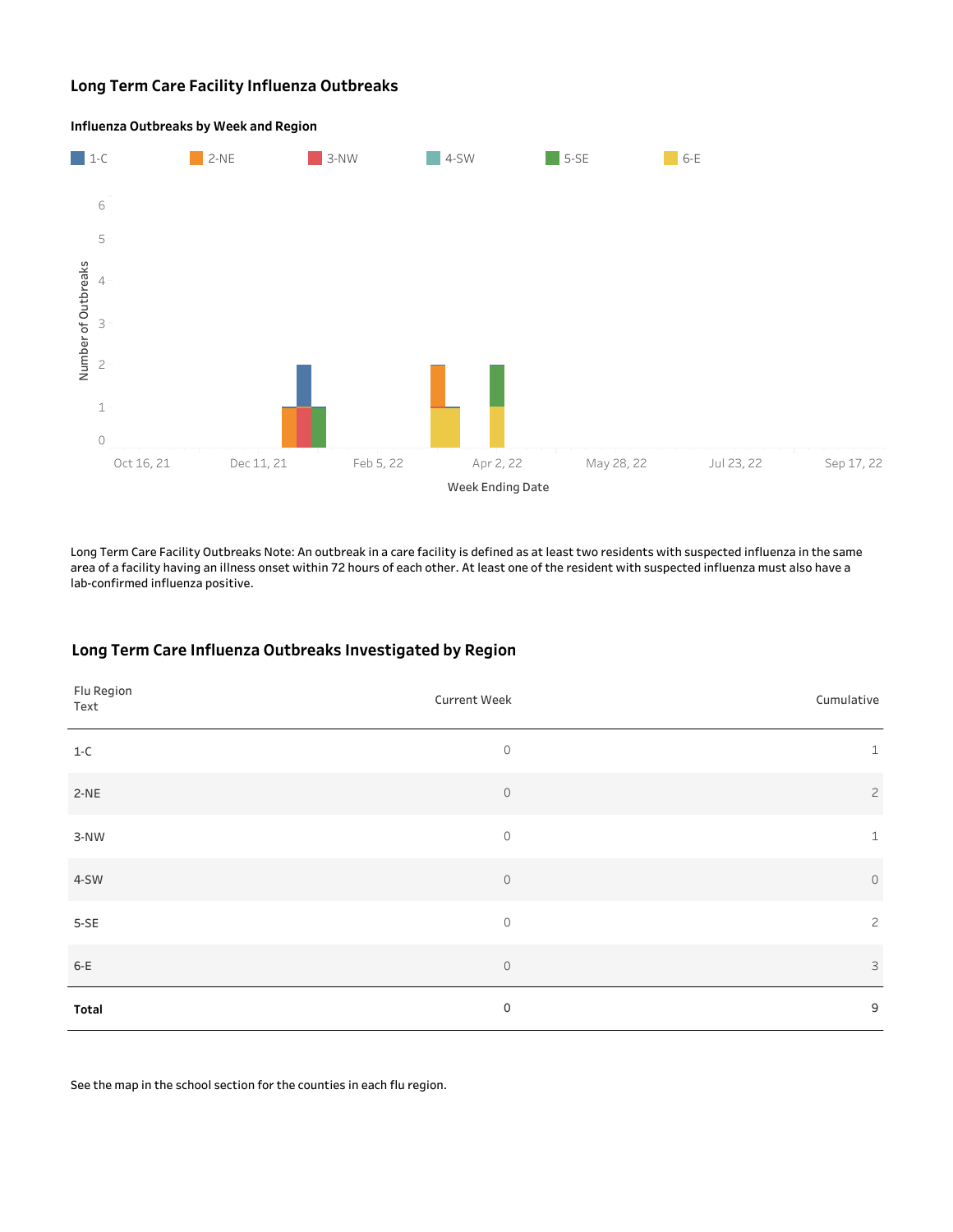# Long Term Care Facility Influenza Outbreaks

### Influenza Outbreaks by Week and Region

1-C | 2-NE | 3-NW | 4-SW | 5-SE | 6-E

Number of Outbreaks

Week Ending Date

Oct 16, 21 | Dec 11, 21 | Feb 5, 22 | Apr 2, 22 | May 28, 22 | Jul 23, 22 | Sep 17, 22

Long Term Care Facility Outbreaks Note: An outbreak in a care facility is defined as at least two residents with suspected influenza in the same area of a facility having an illness onset within 72 hours of each other. At least one of the resident with suspected influenza must also have a lab-confirmed influenza positive.

## Long Term Care Influenza Outbreaks Investigated by Region

| Flu Region Text | Current Week | Cumulative |
|---|---|---|
| 1-C | 0 | 1 |
| 2-NE | 0 | 2 |
| 3-NW | 0 | 1 |
| 4-SW | 0 | 0 |
| 5-SE | 0 | 2 |
| 6-E | 0 | 3 |
| **Total** | 0 | 9 |

See the map in the school section for the counties in each flu region.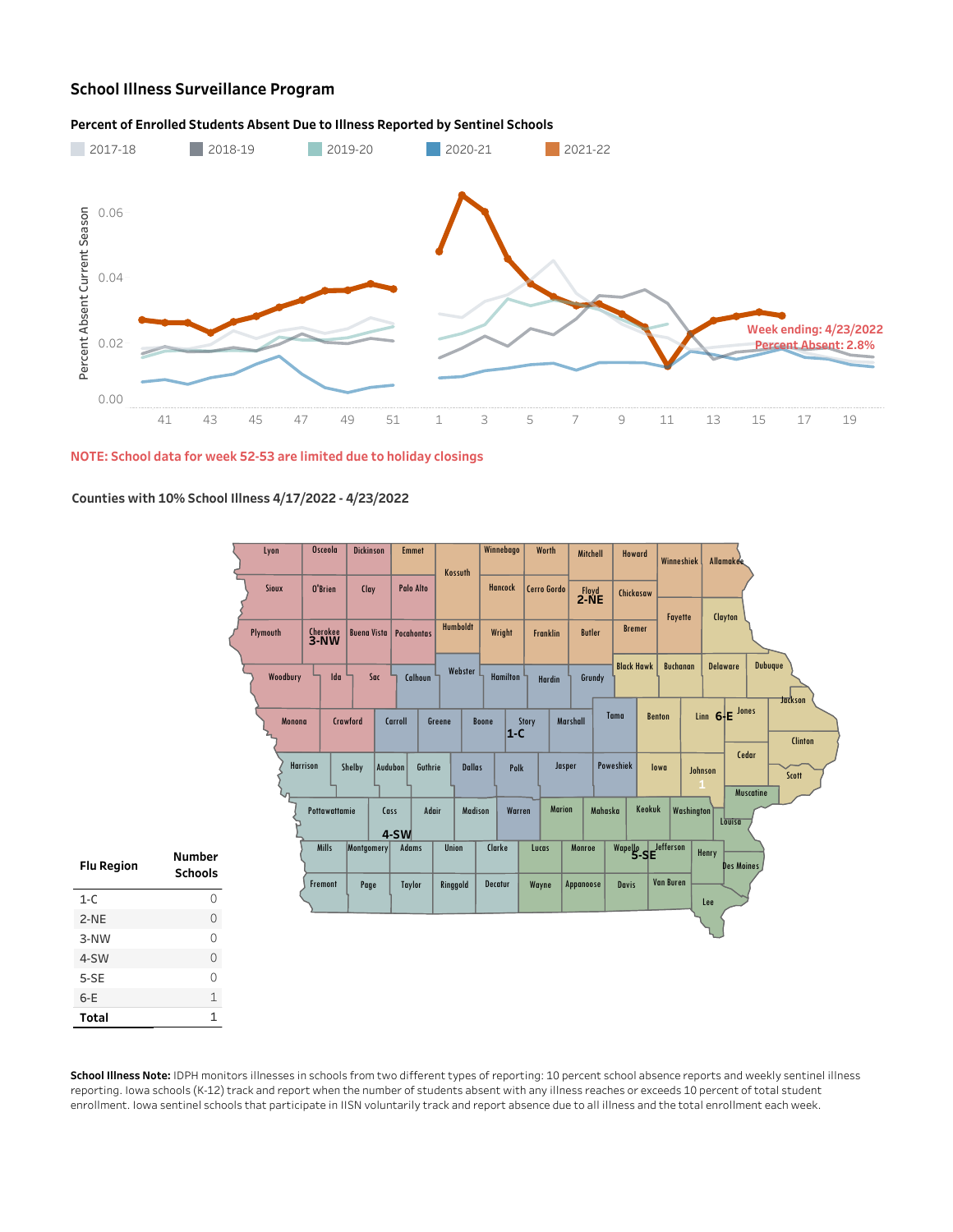## School Illness Surveillance Program

### Percent of Enrolled Students Absent Due to Illness Reported by Sentinel Schools

2017-18 2018-19 2019-20 2020-21 2021-22

Week ending: 4/23/2022
Percent Absent: 2.8%

**NOTE: School data for week 52-53 are limited due to holiday closings**

### Counties with 10% School Illness 4/17/2022 - 4/23/2022

| Flu Region | Number Schools |
|---|---|
| 1-C | 0 |
| 2-NE | 0 |
| 3-NW | 0 |
| 4-SW | 0 |
| 5-SE | 0 |
| 6-E | 1 |
| **Total** | 1 |

**School Illness Note:** IDPH monitors illnesses in schools from two different types of reporting: 10 percent school absence reports and weekly sentinel illness reporting. Iowa schools (K-12) track and report when the number of students absent with any illness reaches or exceeds 10 percent of total student enrollment. Iowa sentinel schools that participate in IISN voluntarily track and report absence due to all illness and the total enrollment each week.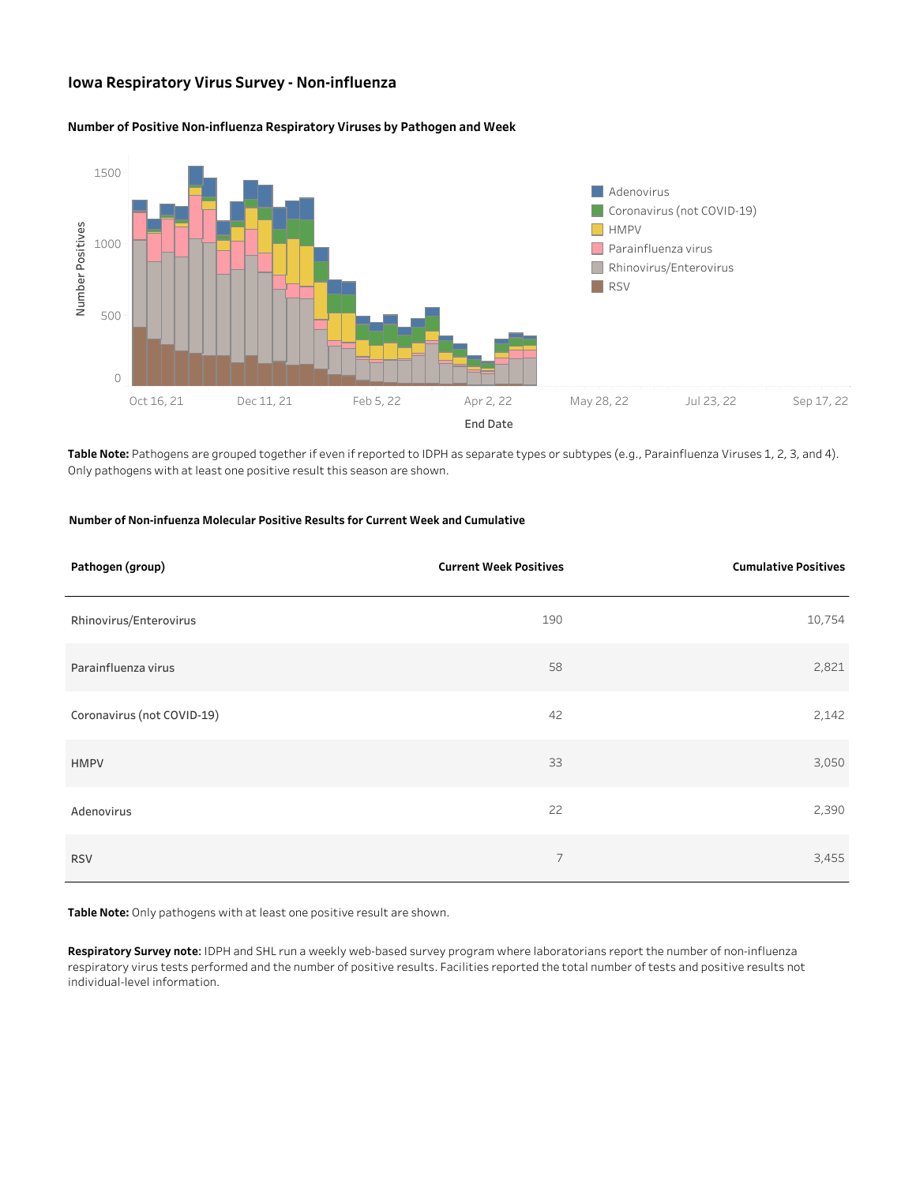# Iowa Respiratory Virus Survey - Non-influenza

### Number of Positive Non-influenza Respiratory Viruses by Pathogen and Week

1500
1000
500
0

Number Positives

Oct 16, 21
Dec 11, 21
Feb 5, 22
Apr 2, 22
May 28, 22
Jul 23, 22
Sep 17, 22

End Date

Adenovirus
Coronavirus (not COVID-19)
HMPV
Parainfluenza virus
Rhinovirus/Enterovirus
RSV

**Table Note:** Pathogens are grouped together if even if reported to IDPH as separate types or subtypes (e.g., Parainfluenza Viruses 1, 2, 3, and 4). Only pathogens with at least one positive result this season are shown.

### Number of Non-infuenza Molecular Positive Results for Current Week and Cumulative

| Pathogen (group) | Current Week Positives | Cumulative Positives |
|---|---|---|
| Rhinovirus/Enterovirus | 190 | 10,754 |
| Parainfluenza virus | 58 | 2,821 |
| Coronavirus (not COVID-19) | 42 | 2,142 |
| HMPV | 33 | 3,050 |
| Adenovirus | 22 | 2,390 |
| RSV | 7 | 3,455 |

**Table Note:** Only pathogens with at least one positive result are shown.

**Respiratory Survey note**: IDPH and SHL run a weekly web-based survey program where laboratorians report the number of non-influenza respiratory virus tests performed and the number of positive results. Facilities reported the total number of tests and positive results not individual-level information.